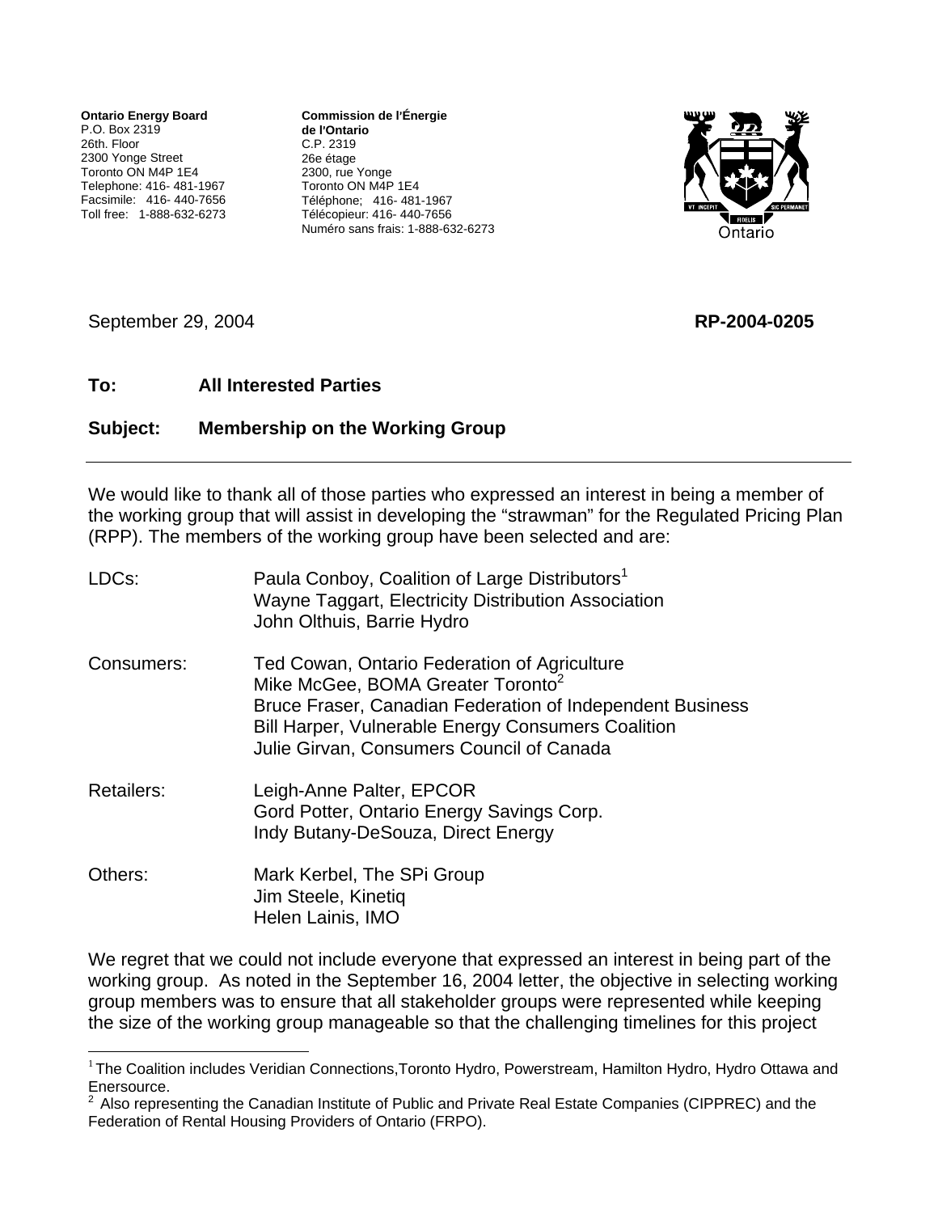**Ontario Energy Board**
P.O. Box 2319
26th. Floor
2300 Yonge Street
Toronto ON M4P 1E4
Telephone: 416- 481-1967
Facsimile: 416- 440-7656
Toll free: 1-888-632-6273

**Commission de l'Énergie de l'Ontario**
C.P. 2319
26e étage
2300, rue Yonge
Toronto ON M4P 1E4
Téléphone; 416- 481-1967
Télécopieur: 416- 440-7656
Numéro sans frais: 1-888-632-6273

September 29, 2004 **RP-2004-0205**

**To:** **All Interested Parties**

**Subject:** **Membership on the Working Group**

---

We would like to thank all of those parties who expressed an interest in being a member of the working group that will assist in developing the "strawman" for the Regulated Pricing Plan (RPP). The members of the working group have been selected and are:

LDCs:
Paula Conboy, Coalition of Large Distributors[1]
Wayne Taggart, Electricity Distribution Association
John Olthuis, Barrie Hydro

Consumers:
Ted Cowan, Ontario Federation of Agriculture
Mike McGee, BOMA Greater Toronto[2]
Bruce Fraser, Canadian Federation of Independent Business
Bill Harper, Vulnerable Energy Consumers Coalition
Julie Girvan, Consumers Council of Canada

Retailers:
Leigh-Anne Palter, EPCOR
Gord Potter, Ontario Energy Savings Corp.
Indy Butany-DeSouza, Direct Energy

Others:
Mark Kerbel, The SPi Group
Jim Steele, Kinetiq
Helen Lainis, IMO

We regret that we could not include everyone that expressed an interest in being part of the working group. As noted in the September 16, 2004 letter, the objective in selecting working group members was to ensure that all stakeholder groups were represented while keeping the size of the working group manageable so that the challenging timelines for this project

---

[1] The Coalition includes Veridian Connections,Toronto Hydro, Powerstream, Hamilton Hydro, Hydro Ottawa and Enersource.

[2] Also representing the Canadian Institute of Public and Private Real Estate Companies (CIPPREC) and the Federation of Rental Housing Providers of Ontario (FRPO).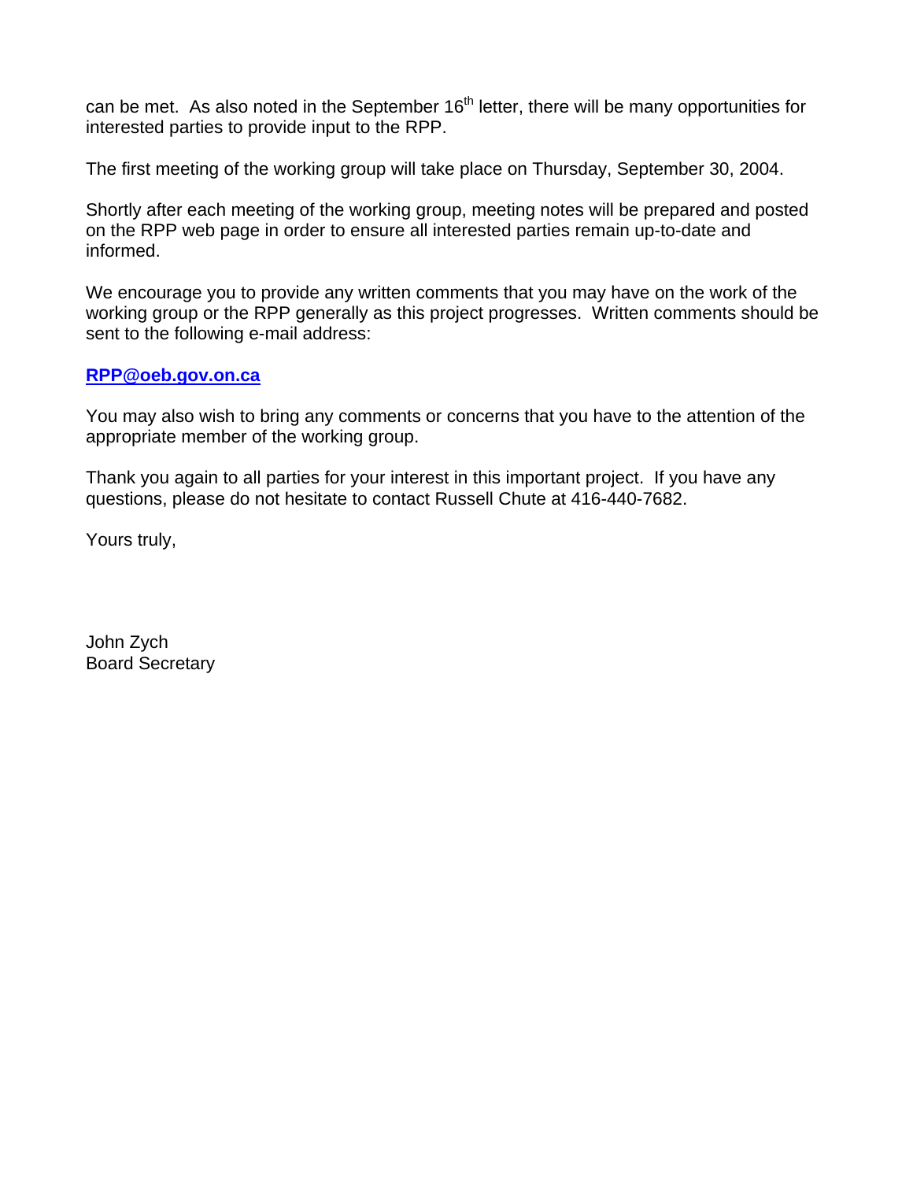can be met. As also noted in the September 16th letter, there will be many opportunities for interested parties to provide input to the RPP.

The first meeting of the working group will take place on Thursday, September 30, 2004.

Shortly after each meeting of the working group, meeting notes will be prepared and posted on the RPP web page in order to ensure all interested parties remain up-to-date and informed.

We encourage you to provide any written comments that you may have on the work of the working group or the RPP generally as this project progresses. Written comments should be sent to the following e-mail address:

**RPP@oeb.gov.on.ca**

You may also wish to bring any comments or concerns that you have to the attention of the appropriate member of the working group.

Thank you again to all parties for your interest in this important project. If you have any questions, please do not hesitate to contact Russell Chute at 416-440-7682.

Yours truly,

John Zych
Board Secretary